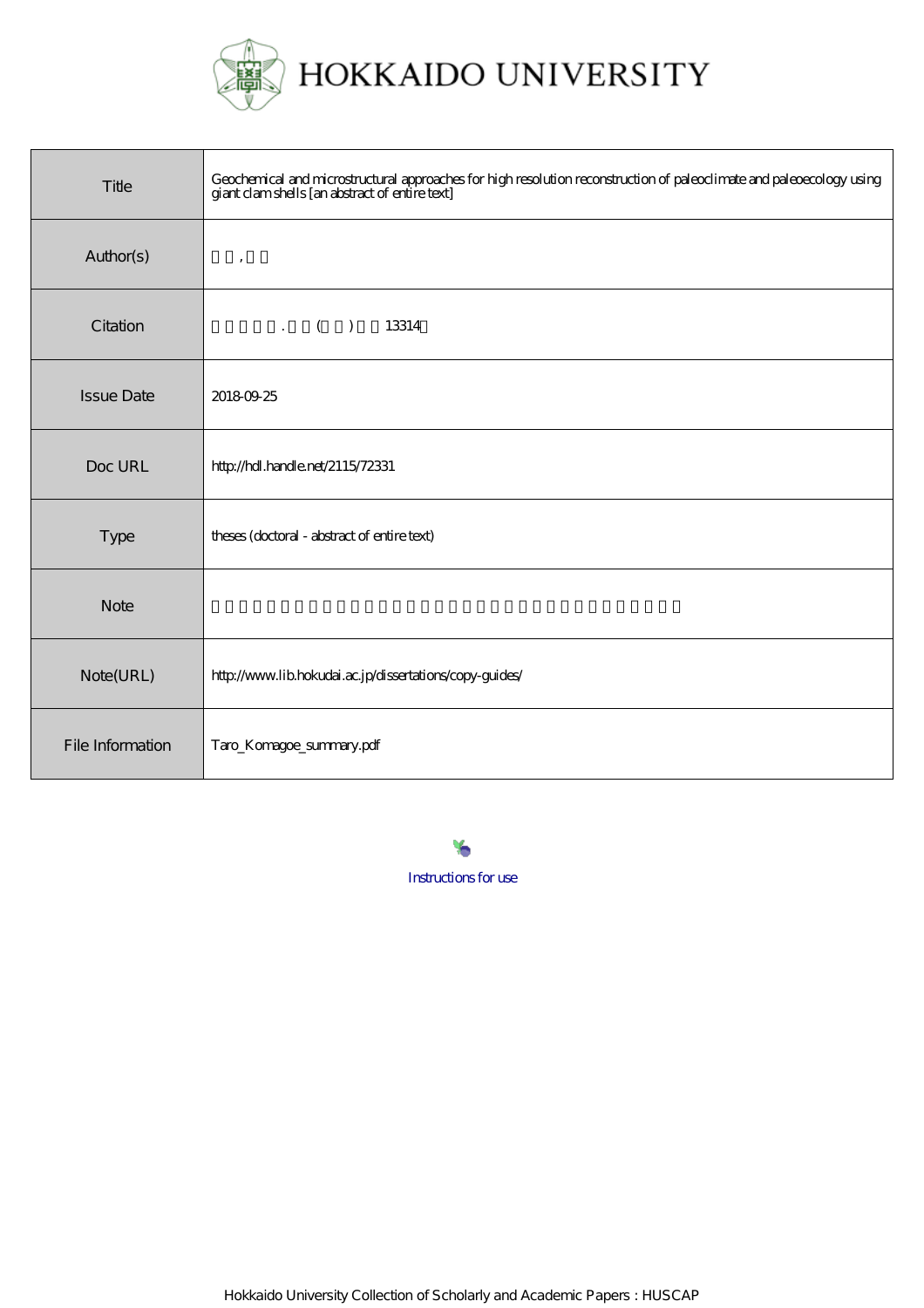# HOKKAIDO UNIVERSITY

| | |
|---|---|
| Title | Geochemical and microstructural approaches for high resolution reconstruction of paleoclimate and paleoecology using giant clam shells [an abstract of entire text] |
| Author(s) | 　　, 　　 |
| Citation | 　　　　. 　　(　　)　　13314 |
| Issue Date | 2018-09-25 |
| Doc URL | http://hdl.handle.net/2115/72331 |
| Type | theses (doctoral - abstract of entire text) |
| Note | |
| Note(URL) | http://www.lib.hokudai.ac.jp/dissertations/copy-guides/ |
| File Information | Taro_Komagoe_summary.pdf |

Instructions for use

Hokkaido University Collection of Scholarly and Academic Papers : HUSCAP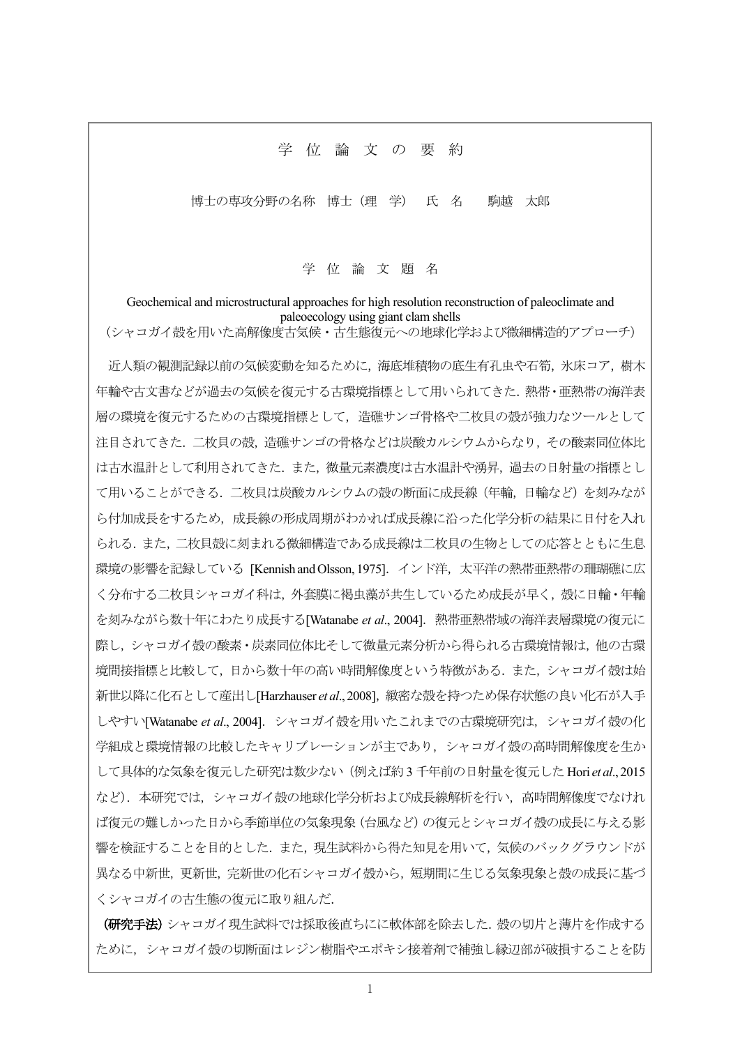# 学 位 論 文 の 要 約

博士の専攻分野の名称　博士（理　学）　氏　名　　駒越　太郎

## 学 位 論 文 題 名

Geochemical and microstructural approaches for high resolution reconstruction of paleoclimate and paleoecology using giant clam shells
（シャコガイ殻を用いた高解像度古気候・古生態復元への地球化学および微細構造的アプローチ）

近人類の観測記録以前の気候変動を知るために，海底堆積物の底生有孔虫や石筍，氷床コア，樹木年輪や古文書などが過去の気候を復元する古環境指標として用いられてきた．熱帯・亜熱帯の海洋表層の環境を復元するための古環境指標として，造礁サンゴ骨格や二枚貝の殻が強力なツールとして注目されてきた．二枚貝の殻，造礁サンゴの骨格などは炭酸カルシウムからなり，その酸素同位体比は古水温計として利用されてきた．また，微量元素濃度は古水温計や湧昇，過去の日射量の指標として用いることができる．二枚貝は炭酸カルシウムの殻の断面に成長線（年輪，日輪など）を刻みながら付加成長をするため，成長線の形成周期がわかれば成長線に沿った化学分析の結果に日付を入れられる．また，二枚貝殻に刻まれる微細構造である成長線は二枚貝の生物としての応答とともに生息環境の影響を記録している [Kennish and Olsson, 1975]．インド洋，太平洋の熱帯亜熱帯の珊瑚礁に広く分布する二枚貝シャコガイ科は，外套膜に褐虫藻が共生しているため成長が早く，殻に日輪・年輪を刻みながら数十年にわたり成長する[Watanabe *et al*., 2004]．熱帯亜熱帯域の海洋表層環境の復元に際し，シャコガイ殻の酸素・炭素同位体比そして微量元素分析から得られる古環境情報は，他の古環境間接指標と比較して，日から数十年の高い時間解像度という特徴がある．また，シャコガイ殻は始新世以降に化石として産出し[Harzhauser *et al*., 2008]，緻密な殻を持つため保存状態の良い化石が入手しやすい[Watanabe *et al*., 2004]．シャコガイ殻を用いたこれまでの古環境研究は，シャコガイ殻の化学組成と環境情報の比較したキャリブレーションが主であり，シャコガイ殻の高時間解像度を生かして具体的な気象を復元した研究は数少ない（例えば約 3 千年前の日射量を復元した Hori *et al*., 2015 など）．本研究では，シャコガイ殻の地球化学分析および成長線解析を行い，高時間解像度でなければ復元の難しかった日から季節単位の気象現象（台風など）の復元とシャコガイ殻の成長に与える影響を検証することを目的とした．また，現生試料から得た知見を用いて，気候のバックグラウンドが異なる中新世，更新世，完新世の化石シャコガイ殻から，短期間に生じる気象現象と殻の成長に基づくシャコガイの古生態の復元に取り組んだ．

**（研究手法）** シャコガイ現生試料では採取後直ちにに軟体部を除去した．殻の切片と薄片を作成するために，シャコガイ殻の切断面はレジン樹脂やエポキシ接着剤で補強し縁辺部が破損することを防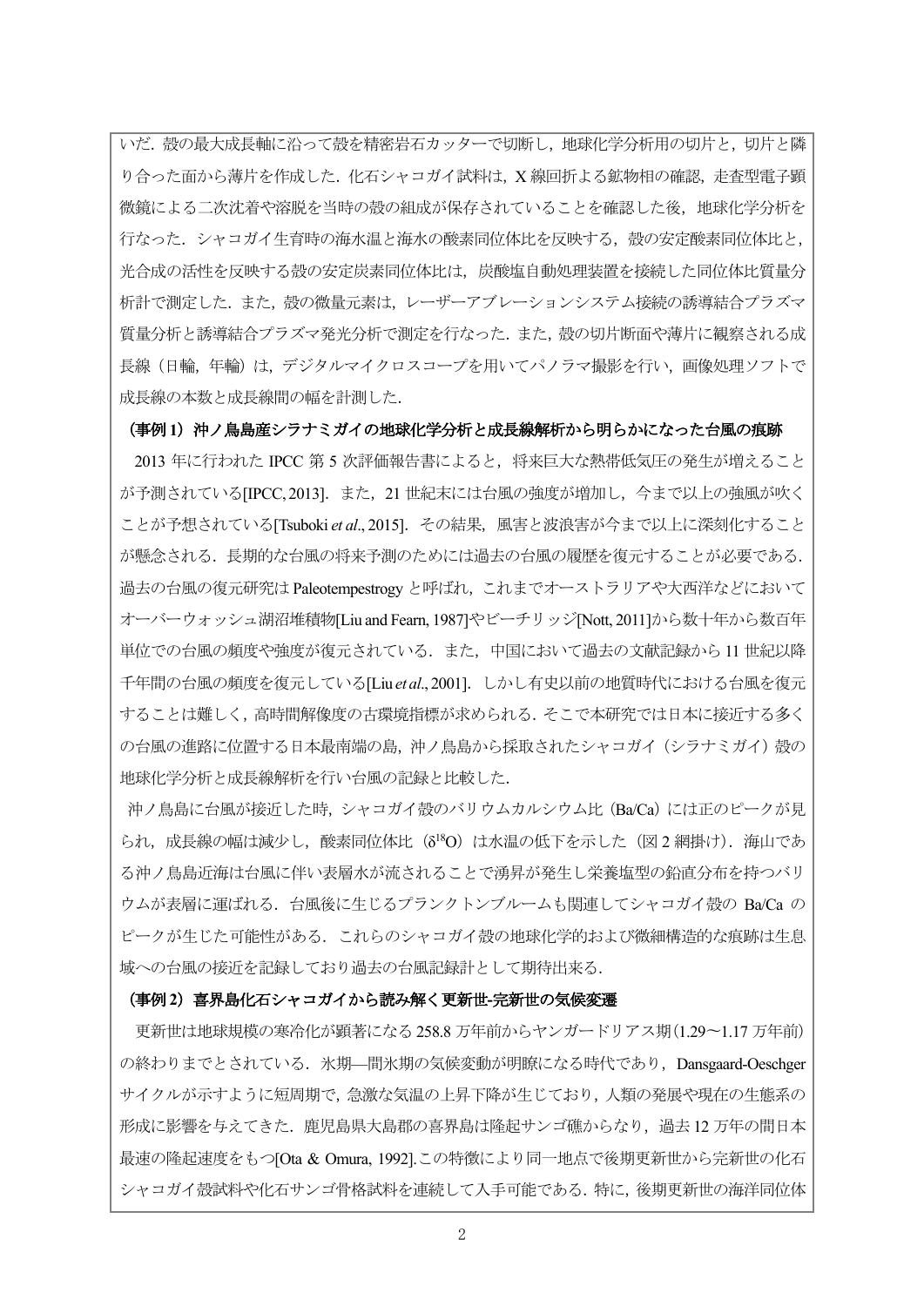いだ．殻の最大成長軸に沿って殻を精密岩石カッターで切断し，地球化学分析用の切片と，切片と隣り合った面から薄片を作成した．化石シャコガイ試料は，X 線回折よる鉱物相の確認，走査型電子顕微鏡による二次沈着や溶脱を当時の殻の組成が保存されていることを確認した後，地球化学分析を行なった．シャコガイ生育時の海水温と海水の酸素同位体比を反映する，殻の安定酸素同位体比と，光合成の活性を反映する殻の安定炭素同位体比は，炭酸塩自動処理装置を接続した同位体比質量分析計で測定した．また，殻の微量元素は，レーザーアブレーションシステム接続の誘導結合プラズマ質量分析と誘導結合プラズマ発光分析で測定を行なった．また，殻の切片断面や薄片に観察される成長線（日輪，年輪）は，デジタルマイクロスコープを用いてパノラマ撮影を行い，画像処理ソフトで成長線の本数と成長線間の幅を計測した．

**（事例 1）沖ノ鳥島産シラナミガイの地球化学分析と成長線解析から明らかになった台風の痕跡**

2013 年に行われた IPCC 第 5 次評価報告書によると，将来巨大な熱帯低気圧の発生が増えることが予測されている[IPCC, 2013]．また，21 世紀末には台風の強度が増加し，今まで以上の強風が吹くことが予想されている[Tsuboki *et al*., 2015]．その結果，風害と波浪害が今まで以上に深刻化することが懸念される．長期的な台風の将来予測のためには過去の台風の履歴を復元することが必要である．過去の台風の復元研究は Paleotempestrogy と呼ばれ，これまでオーストラリアや大西洋などにおいてオーバーウォッシュ湖沼堆積物[Liu and Fearn, 1987]やビーチリッジ[Nott, 2011]から数十年から数百年単位での台風の頻度や強度が復元されている．また，中国において過去の文献記録から 11 世紀以降千年間の台風の頻度を復元している[Liu *et al*., 2001]．しかし有史以前の地質時代における台風を復元することは難しく，高時間解像度の古環境指標が求められる．そこで本研究では日本に接近する多くの台風の進路に位置する日本最南端の島，沖ノ鳥島から採取されたシャコガイ（シラナミガイ）殻の地球化学分析と成長線解析を行い台風の記録と比較した．

沖ノ鳥島に台風が接近した時，シャコガイ殻のバリウムカルシウム比（Ba/Ca）には正のピークが見られ，成長線の幅は減少し，酸素同位体比（$\delta^{18}O$）は水温の低下を示した（図 2 網掛け）．海山である沖ノ鳥島近海は台風に伴い表層水が流されることで湧昇が発生し栄養塩型の鉛直分布を持つバリウムが表層に運ばれる．台風後に生じるプランクトンブルームも関連してシャコガイ殻の Ba/Ca のピークが生じた可能性がある．これらのシャコガイ殻の地球化学的および微細構造的な痕跡は生息域への台風の接近を記録しており過去の台風記録計として期待出来る．

**（事例 2）喜界島化石シャコガイから読み解く更新世-完新世の気候変遷**

更新世は地球規模の寒冷化が顕著になる 258.8 万年前からヤンガードリアス期(1.29〜1.17 万年前)の終わりまでとされている．氷期—間氷期の気候変動が明瞭になる時代であり，Dansgaard-Oeschger サイクルが示すように短周期で，急激な気温の上昇下降が生じており，人類の発展や現在の生態系の形成に影響を与えてきた．鹿児島県大島郡の喜界島は隆起サンゴ礁からなり，過去 12 万年の間日本最速の隆起速度をもつ[Ota & Omura, 1992].この特徴により同一地点で後期更新世から完新世の化石シャコガイ殻試料や化石サンゴ骨格試料を連続して入手可能である．特に，後期更新世の海洋同位体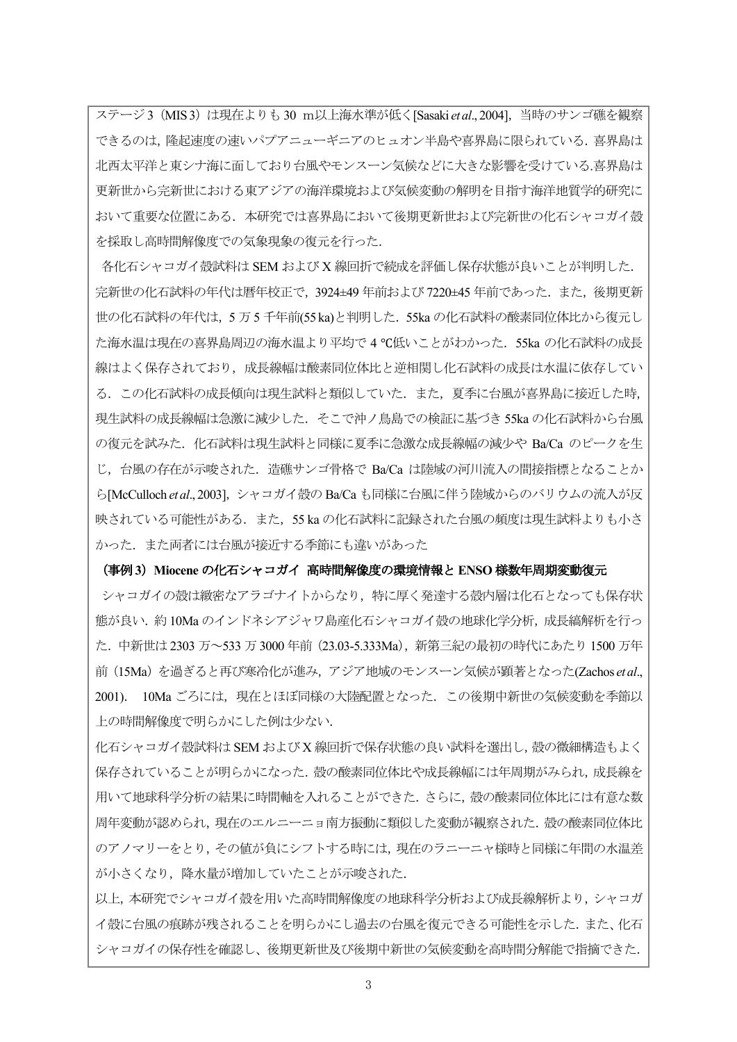ステージ 3（MIS 3）は現在よりも 30 m以上海水準が低く[Sasaki *et al*., 2004]，当時のサンゴ礁を観察できるのは，隆起速度の速いパプアニューギニアのヒュオン半島や喜界島に限られている．喜界島は北西太平洋と東シナ海に面しており台風やモンスーン気候などに大きな影響を受けている.喜界島は更新世から完新世における東アジアの海洋環境および気候変動の解明を目指す海洋地質学的研究において重要な位置にある．本研究では喜界島において後期更新世および完新世の化石シャコガイ殻を採取し高時間解像度での気象現象の復元を行った.

各化石シャコガイ殻試料は SEM および X 線回折で続成を評価し保存状態が良いことが判明した．完新世の化石試料の年代は暦年校正で，3924±49 年前および 7220±45 年前であった．また，後期更新世の化石試料の年代は，5 万 5 千年前(55 ka)と判明した．55ka の化石試料の酸素同位体比から復元した海水温は現在の喜界島周辺の海水温より平均で 4 ℃低いことがわかった．55ka の化石試料の成長線はよく保存されており，成長線幅は酸素同位体比と逆相関し化石試料の成長は水温に依存している．この化石試料の成長傾向は現生試料と類似していた．また，夏季に台風が喜界島に接近した時，現生試料の成長線幅は急激に減少した．そこで沖ノ鳥島での検証に基づき 55ka の化石試料から台風の復元を試みた．化石試料は現生試料と同様に夏季に急激な成長線幅の減少や Ba/Ca のピークを生じ，台風の存在が示唆された．造礁サンゴ骨格で Ba/Ca は陸域の河川流入の間接指標となることから[McCulloch *et al*., 2003]，シャコガイ殻の Ba/Ca も同様に台風に伴う陸域からのバリウムの流入が反映されている可能性がある．また，55 ka の化石試料に記録された台風の頻度は現生試料よりも小さかった．また両者には台風が接近する季節にも違いがあった

**（事例 3）Miocene の化石シャコガイ 高時間解像度の環境情報と ENSO 様数年周期変動復元**

シャコガイの殻は緻密なアラゴナイトからなり，特に厚く発達する殻内層は化石となっても保存状態が良い．約 10Ma のインドネシアジャワ島産化石シャコガイ殻の地球化学分析，成長縞解析を行った．中新世は 2303 万～533 万 3000 年前（23.03-5.333Ma），新第三紀の最初の時代にあたり 1500 万年前（15Ma）を過ぎると再び寒冷化が進み，アジア地域のモンスーン気候が顕著となった(Zachos *et al*., 2001)．10Ma ごろには，現在とほぼ同様の大陸配置となった．この後期中新世の気候変動を季節以上の時間解像度で明らかにした例は少ない．

化石シャコガイ殻試料は SEM および X 線回折で保存状態の良い試料を選出し，殻の微細構造もよく保存されていることが明らかになった．殻の酸素同位体比や成長線幅には年周期がみられ，成長線を用いて地球科学分析の結果に時間軸を入れることができた．さらに，殻の酸素同位体比には有意な数周年変動が認められ，現在のエルニーニョ南方振動に類似した変動が観察された．殻の酸素同位体比のアノマリーをとり，その値が負にシフトする時には，現在のラニーニャ様時と同様に年間の水温差が小さくなり，降水量が増加していたことが示唆された．

以上，本研究でシャコガイ殻を用いた高時間解像度の地球科学分析および成長線解析より，シャコガイ殻に台風の痕跡が残されることを明らかにし過去の台風を復元できる可能性を示した．また、化石シャコガイの保存性を確認し、後期更新世及び後期中新世の気候変動を高時間分解能で指摘できた．